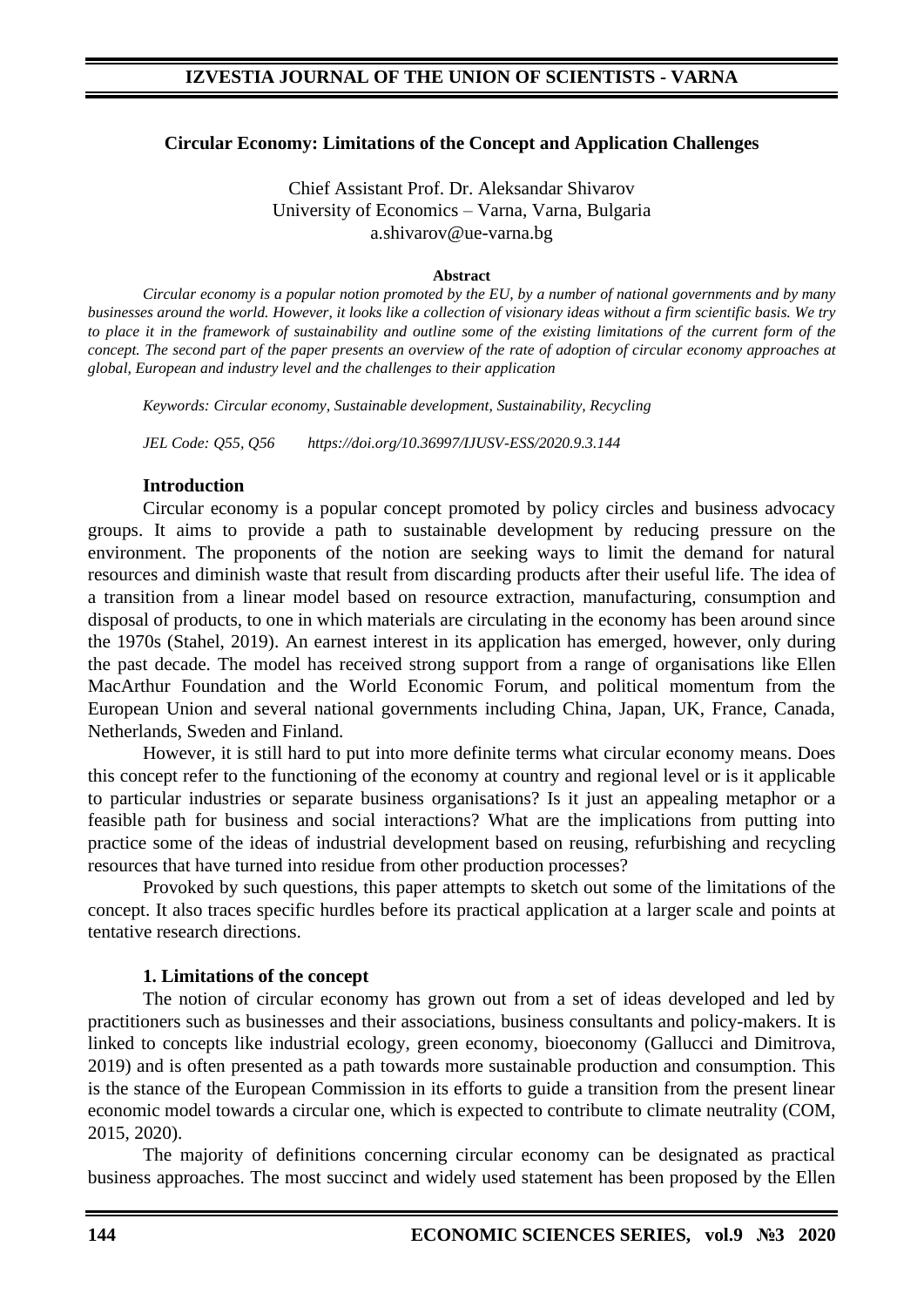# Circular Economy: Limitations of the Concept and Application Challenges

Chief Assistant Prof. Dr. Aleksandar Shivarov
University of Economics – Varna, Varna, Bulgaria
a.shivarov@ue-varna.bg

**Abstract**

*Circular economy is a popular notion promoted by the EU, by a number of national governments and by many businesses around the world. However, it looks like a collection of visionary ideas without a firm scientific basis. We try to place it in the framework of sustainability and outline some of the existing limitations of the current form of the concept. The second part of the paper presents an overview of the rate of adoption of circular economy approaches at global, European and industry level and the challenges to their application*

*Keywords: Circular economy, Sustainable development, Sustainability, Recycling*

*JEL Code: Q55, Q56 https://doi.org/10.36997/IJUSV-ESS/2020.9.3.144*

## Introduction

Circular economy is a popular concept promoted by policy circles and business advocacy groups. It aims to provide a path to sustainable development by reducing pressure on the environment. The proponents of the notion are seeking ways to limit the demand for natural resources and diminish waste that result from discarding products after their useful life. The idea of a transition from a linear model based on resource extraction, manufacturing, consumption and disposal of products, to one in which materials are circulating in the economy has been around since the 1970s (Stahel, 2019). An earnest interest in its application has emerged, however, only during the past decade. The model has received strong support from a range of organisations like Ellen MacArthur Foundation and the World Economic Forum, and political momentum from the European Union and several national governments including China, Japan, UK, France, Canada, Netherlands, Sweden and Finland.

However, it is still hard to put into more definite terms what circular economy means. Does this concept refer to the functioning of the economy at country and regional level or is it applicable to particular industries or separate business organisations? Is it just an appealing metaphor or a feasible path for business and social interactions? What are the implications from putting into practice some of the ideas of industrial development based on reusing, refurbishing and recycling resources that have turned into residue from other production processes?

Provoked by such questions, this paper attempts to sketch out some of the limitations of the concept. It also traces specific hurdles before its practical application at a larger scale and points at tentative research directions.

## 1. Limitations of the concept

The notion of circular economy has grown out from a set of ideas developed and led by practitioners such as businesses and their associations, business consultants and policy-makers. It is linked to concepts like industrial ecology, green economy, bioeconomy (Gallucci and Dimitrova, 2019) and is often presented as a path towards more sustainable production and consumption. This is the stance of the European Commission in its efforts to guide a transition from the present linear economic model towards a circular one, which is expected to contribute to climate neutrality (COM, 2015, 2020).

The majority of definitions concerning circular economy can be designated as practical business approaches. The most succinct and widely used statement has been proposed by the Ellen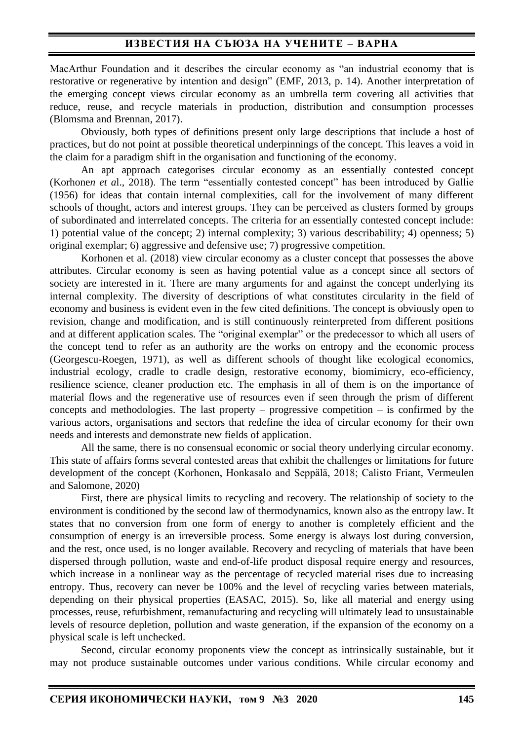MacArthur Foundation and it describes the circular economy as “an industrial economy that is restorative or regenerative by intention and design” (EMF, 2013, p. 14). Another interpretation of the emerging concept views circular economy as an umbrella term covering all activities that reduce, reuse, and recycle materials in production, distribution and consumption processes (Blomsma and Brennan, 2017).

Obviously, both types of definitions present only large descriptions that include a host of practices, but do not point at possible theoretical underpinnings of the concept. This leaves a void in the claim for a paradigm shift in the organisation and functioning of the economy.

An apt approach categorises circular economy as an essentially contested concept (Korhone*n et a*l., 2018). The term “essentially contested concept” has been introduced by Gallie (1956) for ideas that contain internal complexities, call for the involvement of many different schools of thought, actors and interest groups. They can be perceived as clusters formed by groups of subordinated and interrelated concepts. The criteria for an essentially contested concept include: 1) potential value of the concept; 2) internal complexity; 3) various describability; 4) openness; 5) original exemplar; 6) aggressive and defensive use; 7) progressive competition.

Korhonen et al. (2018) view circular economy as a cluster concept that possesses the above attributes. Circular economy is seen as having potential value as a concept since all sectors of society are interested in it. There are many arguments for and against the concept underlying its internal complexity. The diversity of descriptions of what constitutes circularity in the field of economy and business is evident even in the few cited definitions. The concept is obviously open to revision, change and modification, and is still continuously reinterpreted from different positions and at different application scales. The “original exemplar” or the predecessor to which all users of the concept tend to refer as an authority are the works on entropy and the economic process (Georgescu-Roegen, 1971), as well as different schools of thought like ecological economics, industrial ecology, cradle to cradle design, restorative economy, biomimicry, eco-efficiency, resilience science, cleaner production etc. The emphasis in all of them is on the importance of material flows and the regenerative use of resources even if seen through the prism of different concepts and methodologies. The last property – progressive competition – is confirmed by the various actors, organisations and sectors that redefine the idea of circular economy for their own needs and interests and demonstrate new fields of application.

All the same, there is no consensual economic or social theory underlying circular economy. This state of affairs forms several contested areas that exhibit the challenges or limitations for future development of the concept (Korhonen, Honkasalo and Seppälä, 2018; Calisto Friant, Vermeulen and Salomone, 2020)

First, there are physical limits to recycling and recovery. The relationship of society to the environment is conditioned by the second law of thermodynamics, known also as the entropy law. It states that no conversion from one form of energy to another is completely efficient and the consumption of energy is an irreversible process. Some energy is always lost during conversion, and the rest, once used, is no longer available. Recovery and recycling of materials that have been dispersed through pollution, waste and end-of-life product disposal require energy and resources, which increase in a nonlinear way as the percentage of recycled material rises due to increasing entropy. Thus, recovery can never be 100% and the level of recycling varies between materials, depending on their physical properties (EASAC, 2015). So, like all material and energy using processes, reuse, refurbishment, remanufacturing and recycling will ultimately lead to unsustainable levels of resource depletion, pollution and waste generation, if the expansion of the economy on a physical scale is left unchecked.

Second, circular economy proponents view the concept as intrinsically sustainable, but it may not produce sustainable outcomes under various conditions. While circular economy and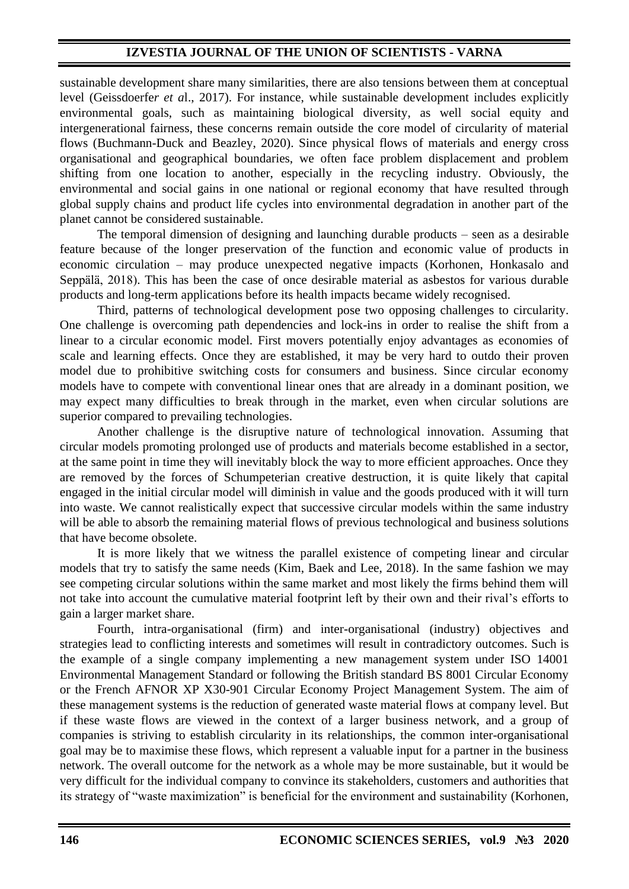sustainable development share many similarities, there are also tensions between them at conceptual level (Geissdoerfer *et a*l., 2017). For instance, while sustainable development includes explicitly environmental goals, such as maintaining biological diversity, as well social equity and intergenerational fairness, these concerns remain outside the core model of circularity of material flows (Buchmann-Duck and Beazley, 2020). Since physical flows of materials and energy cross organisational and geographical boundaries, we often face problem displacement and problem shifting from one location to another, especially in the recycling industry. Obviously, the environmental and social gains in one national or regional economy that have resulted through global supply chains and product life cycles into environmental degradation in another part of the planet cannot be considered sustainable.

The temporal dimension of designing and launching durable products – seen as a desirable feature because of the longer preservation of the function and economic value of products in economic circulation – may produce unexpected negative impacts (Korhonen, Honkasalo and Seppälä, 2018). This has been the case of once desirable material as asbestos for various durable products and long-term applications before its health impacts became widely recognised.

Third, patterns of technological development pose two opposing challenges to circularity. One challenge is overcoming path dependencies and lock-ins in order to realise the shift from a linear to a circular economic model. First movers potentially enjoy advantages as economies of scale and learning effects. Once they are established, it may be very hard to outdo their proven model due to prohibitive switching costs for consumers and business. Since circular economy models have to compete with conventional linear ones that are already in a dominant position, we may expect many difficulties to break through in the market, even when circular solutions are superior compared to prevailing technologies.

Another challenge is the disruptive nature of technological innovation. Assuming that circular models promoting prolonged use of products and materials become established in a sector, at the same point in time they will inevitably block the way to more efficient approaches. Once they are removed by the forces of Schumpeterian creative destruction, it is quite likely that capital engaged in the initial circular model will diminish in value and the goods produced with it will turn into waste. We cannot realistically expect that successive circular models within the same industry will be able to absorb the remaining material flows of previous technological and business solutions that have become obsolete.

It is more likely that we witness the parallel existence of competing linear and circular models that try to satisfy the same needs (Kim, Baek and Lee, 2018). In the same fashion we may see competing circular solutions within the same market and most likely the firms behind them will not take into account the cumulative material footprint left by their own and their rival's efforts to gain a larger market share.

Fourth, intra-organisational (firm) and inter-organisational (industry) objectives and strategies lead to conflicting interests and sometimes will result in contradictory outcomes. Such is the example of a single company implementing a new management system under ISO 14001 Environmental Management Standard or following the British standard BS 8001 Circular Economy or the French AFNOR XP X30-901 Circular Economy Project Management System. The aim of these management systems is the reduction of generated waste material flows at company level. But if these waste flows are viewed in the context of a larger business network, and a group of companies is striving to establish circularity in its relationships, the common inter-organisational goal may be to maximise these flows, which represent a valuable input for a partner in the business network. The overall outcome for the network as a whole may be more sustainable, but it would be very difficult for the individual company to convince its stakeholders, customers and authorities that its strategy of "waste maximization" is beneficial for the environment and sustainability (Korhonen,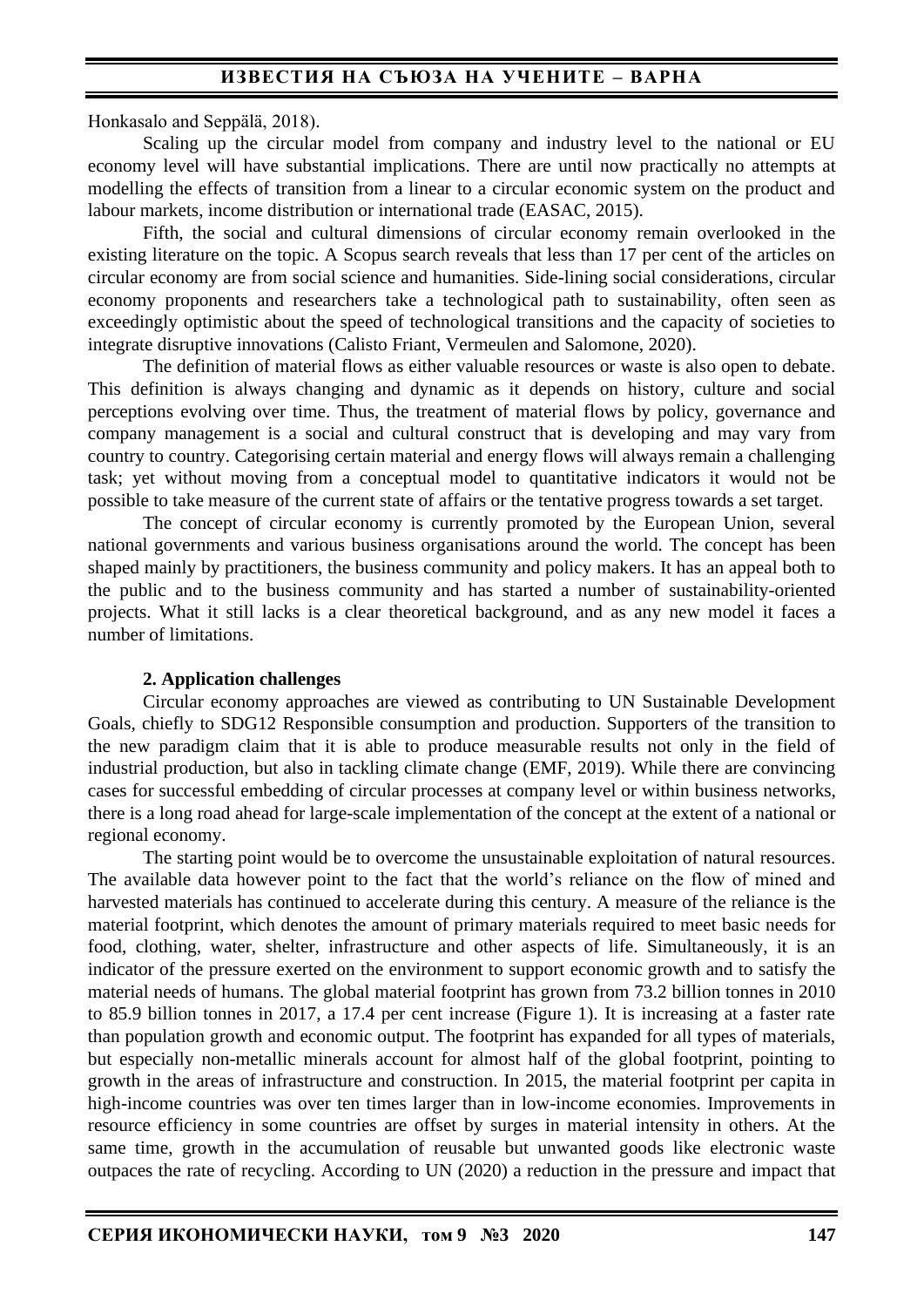Honkasalo and Seppälä, 2018).

Scaling up the circular model from company and industry level to the national or EU economy level will have substantial implications. There are until now practically no attempts at modelling the effects of transition from a linear to a circular economic system on the product and labour markets, income distribution or international trade (EASAC, 2015).

Fifth, the social and cultural dimensions of circular economy remain overlooked in the existing literature on the topic. A Scopus search reveals that less than 17 per cent of the articles on circular economy are from social science and humanities. Side-lining social considerations, circular economy proponents and researchers take a technological path to sustainability, often seen as exceedingly optimistic about the speed of technological transitions and the capacity of societies to integrate disruptive innovations (Calisto Friant, Vermeulen and Salomone, 2020).

The definition of material flows as either valuable resources or waste is also open to debate. This definition is always changing and dynamic as it depends on history, culture and social perceptions evolving over time. Thus, the treatment of material flows by policy, governance and company management is a social and cultural construct that is developing and may vary from country to country. Categorising certain material and energy flows will always remain a challenging task; yet without moving from a conceptual model to quantitative indicators it would not be possible to take measure of the current state of affairs or the tentative progress towards a set target.

The concept of circular economy is currently promoted by the European Union, several national governments and various business organisations around the world. The concept has been shaped mainly by practitioners, the business community and policy makers. It has an appeal both to the public and to the business community and has started a number of sustainability-oriented projects. What it still lacks is a clear theoretical background, and as any new model it faces a number of limitations.

**2. Application challenges**

Circular economy approaches are viewed as contributing to UN Sustainable Development Goals, chiefly to SDG12 Responsible consumption and production. Supporters of the transition to the new paradigm claim that it is able to produce measurable results not only in the field of industrial production, but also in tackling climate change (EMF, 2019). While there are convincing cases for successful embedding of circular processes at company level or within business networks, there is a long road ahead for large-scale implementation of the concept at the extent of a national or regional economy.

The starting point would be to overcome the unsustainable exploitation of natural resources. The available data however point to the fact that the world's reliance on the flow of mined and harvested materials has continued to accelerate during this century. A measure of the reliance is the material footprint, which denotes the amount of primary materials required to meet basic needs for food, clothing, water, shelter, infrastructure and other aspects of life. Simultaneously, it is an indicator of the pressure exerted on the environment to support economic growth and to satisfy the material needs of humans. The global material footprint has grown from 73.2 billion tonnes in 2010 to 85.9 billion tonnes in 2017, a 17.4 per cent increase (Figure 1). It is increasing at a faster rate than population growth and economic output. The footprint has expanded for all types of materials, but especially non-metallic minerals account for almost half of the global footprint, pointing to growth in the areas of infrastructure and construction. In 2015, the material footprint per capita in high-income countries was over ten times larger than in low-income economies. Improvements in resource efficiency in some countries are offset by surges in material intensity in others. At the same time, growth in the accumulation of reusable but unwanted goods like electronic waste outpaces the rate of recycling. According to UN (2020) a reduction in the pressure and impact that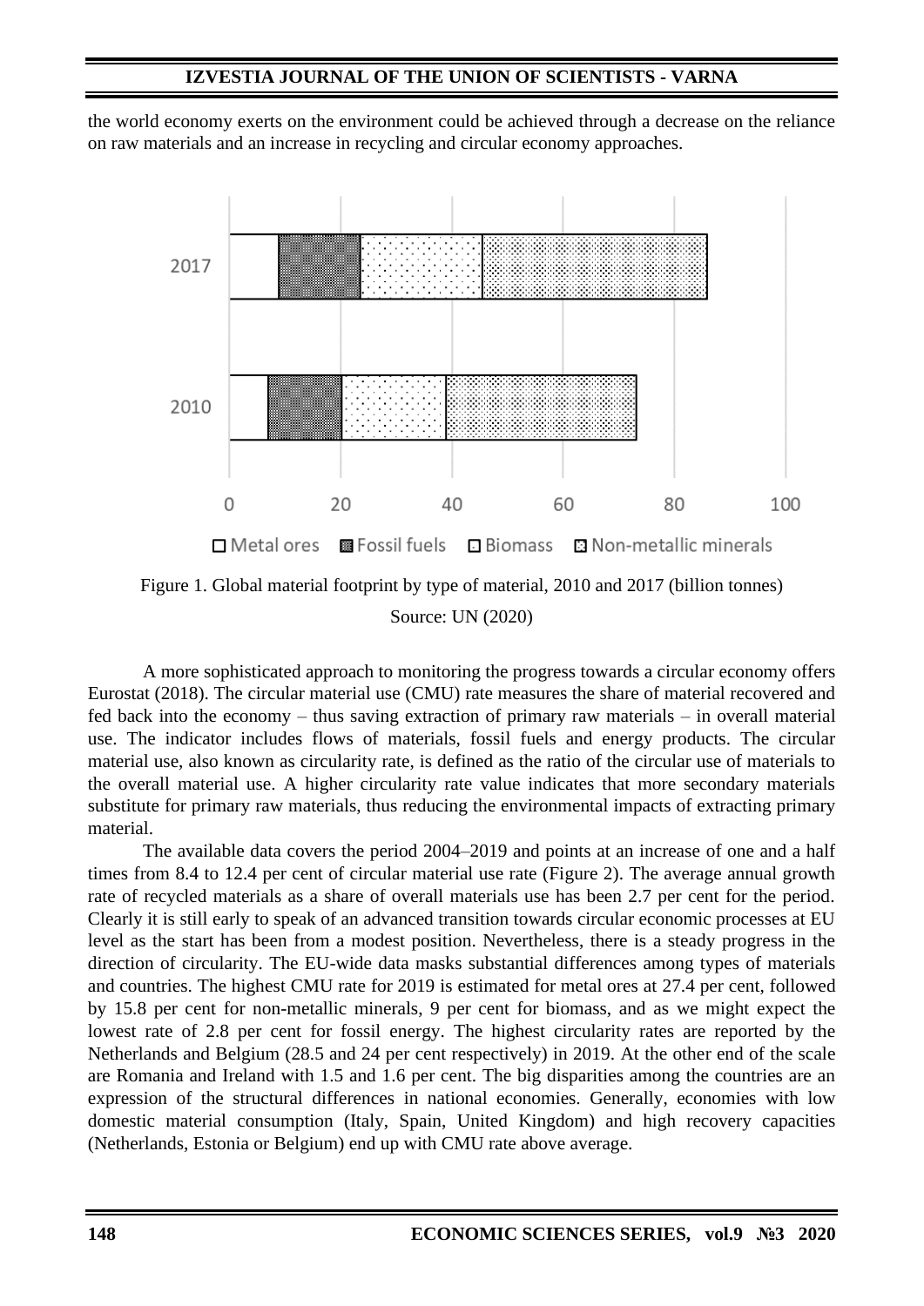the world economy exerts on the environment could be achieved through a decrease on the reliance on raw materials and an increase in recycling and circular economy approaches.

Figure 1. Global material footprint by type of material, 2010 and 2017 (billion tonnes)

Source: UN (2020)

A more sophisticated approach to monitoring the progress towards a circular economy offers Eurostat (2018). The circular material use (CMU) rate measures the share of material recovered and fed back into the economy – thus saving extraction of primary raw materials – in overall material use. The indicator includes flows of materials, fossil fuels and energy products. The circular material use, also known as circularity rate, is defined as the ratio of the circular use of materials to the overall material use. A higher circularity rate value indicates that more secondary materials substitute for primary raw materials, thus reducing the environmental impacts of extracting primary material.

The available data covers the period 2004–2019 and points at an increase of one and a half times from 8.4 to 12.4 per cent of circular material use rate (Figure 2). The average annual growth rate of recycled materials as a share of overall materials use has been 2.7 per cent for the period. Clearly it is still early to speak of an advanced transition towards circular economic processes at EU level as the start has been from a modest position. Nevertheless, there is a steady progress in the direction of circularity. The EU-wide data masks substantial differences among types of materials and countries. The highest CMU rate for 2019 is estimated for metal ores at 27.4 per cent, followed by 15.8 per cent for non-metallic minerals, 9 per cent for biomass, and as we might expect the lowest rate of 2.8 per cent for fossil energy. The highest circularity rates are reported by the Netherlands and Belgium (28.5 and 24 per cent respectively) in 2019. At the other end of the scale are Romania and Ireland with 1.5 and 1.6 per cent. The big disparities among the countries are an expression of the structural differences in national economies. Generally, economies with low domestic material consumption (Italy, Spain, United Kingdom) and high recovery capacities (Netherlands, Estonia or Belgium) end up with CMU rate above average.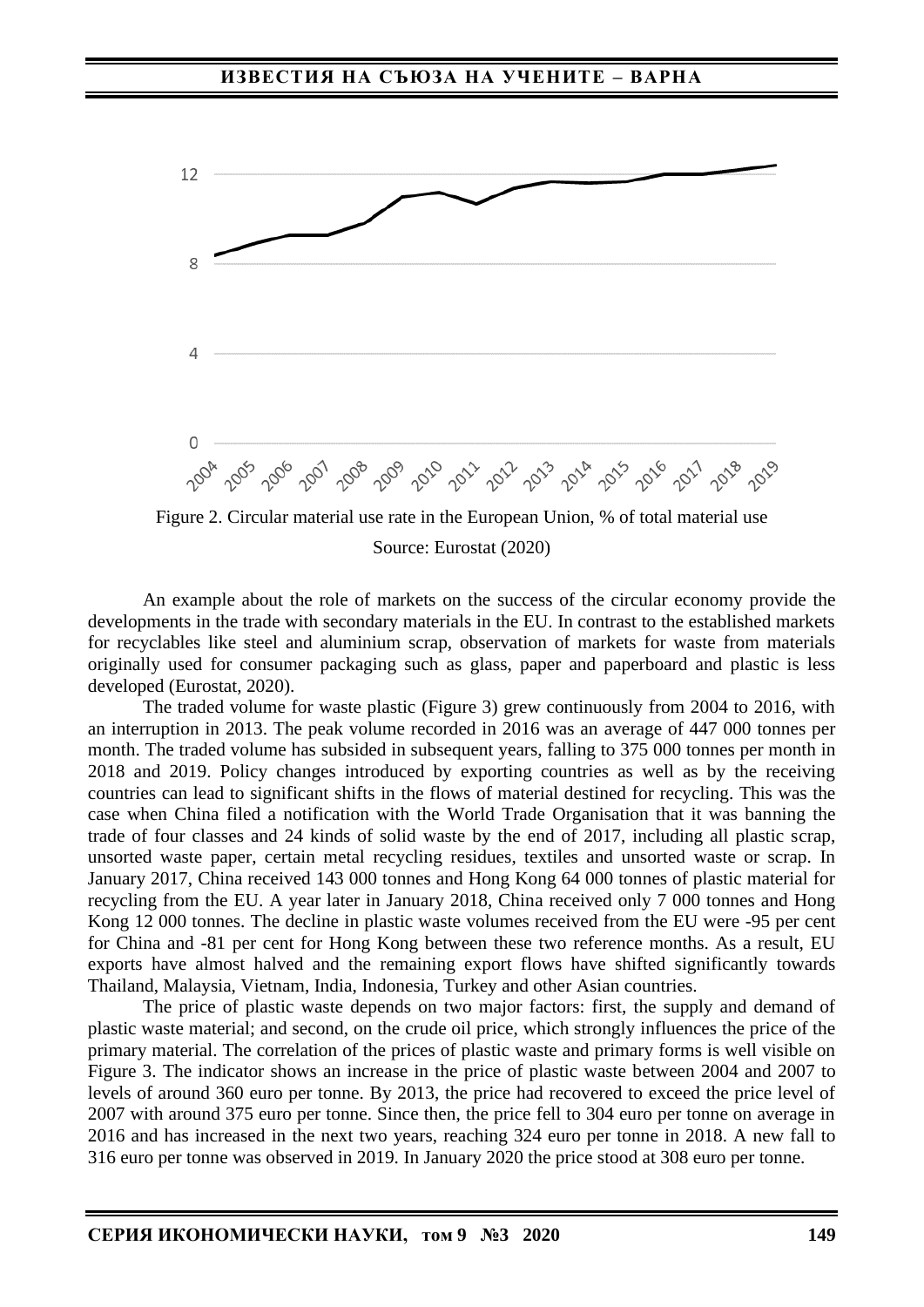Figure 2. Circular material use rate in the European Union, % of total material use

Source: Eurostat (2020)

An example about the role of markets on the success of the circular economy provide the developments in the trade with secondary materials in the EU. In contrast to the established markets for recyclables like steel and aluminium scrap, observation of markets for waste from materials originally used for consumer packaging such as glass, paper and paperboard and plastic is less developed (Eurostat, 2020).

The traded volume for waste plastic (Figure 3) grew continuously from 2004 to 2016, with an interruption in 2013. The peak volume recorded in 2016 was an average of 447 000 tonnes per month. The traded volume has subsided in subsequent years, falling to 375 000 tonnes per month in 2018 and 2019. Policy changes introduced by exporting countries as well as by the receiving countries can lead to significant shifts in the flows of material destined for recycling. This was the case when China filed a notification with the World Trade Organisation that it was banning the trade of four classes and 24 kinds of solid waste by the end of 2017, including all plastic scrap, unsorted waste paper, certain metal recycling residues, textiles and unsorted waste or scrap. In January 2017, China received 143 000 tonnes and Hong Kong 64 000 tonnes of plastic material for recycling from the EU. A year later in January 2018, China received only 7 000 tonnes and Hong Kong 12 000 tonnes. The decline in plastic waste volumes received from the EU were -95 per cent for China and -81 per cent for Hong Kong between these two reference months. As a result, EU exports have almost halved and the remaining export flows have shifted significantly towards Thailand, Malaysia, Vietnam, India, Indonesia, Turkey and other Asian countries.

The price of plastic waste depends on two major factors: first, the supply and demand of plastic waste material; and second, on the crude oil price, which strongly influences the price of the primary material. The correlation of the prices of plastic waste and primary forms is well visible on Figure 3. The indicator shows an increase in the price of plastic waste between 2004 and 2007 to levels of around 360 euro per tonne. By 2013, the price had recovered to exceed the price level of 2007 with around 375 euro per tonne. Since then, the price fell to 304 euro per tonne on average in 2016 and has increased in the next two years, reaching 324 euro per tonne in 2018. A new fall to 316 euro per tonne was observed in 2019. In January 2020 the price stood at 308 euro per tonne.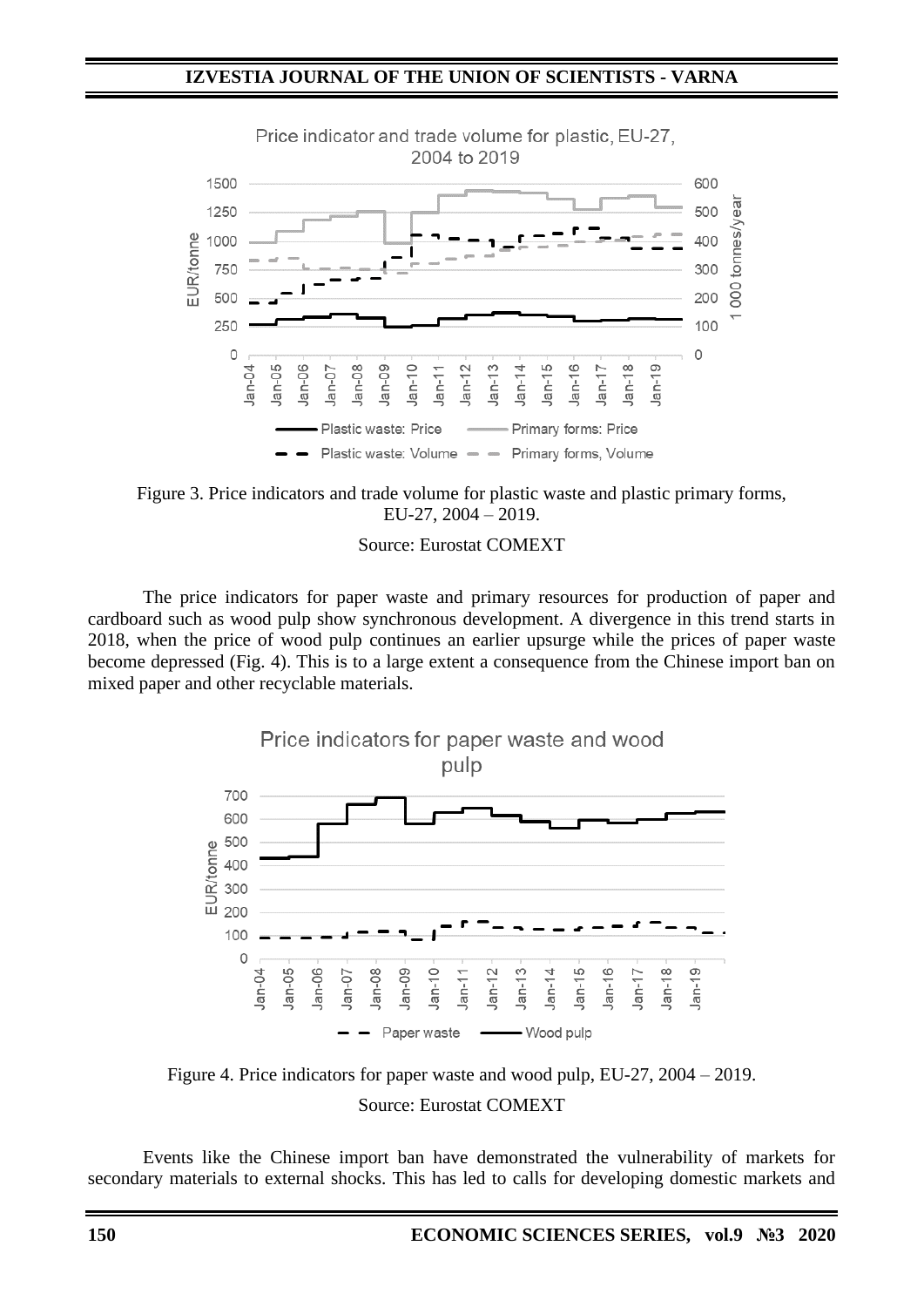Figure 3. Price indicators and trade volume for plastic waste and plastic primary forms, EU-27, 2004 – 2019.

Source: Eurostat COMEXT

The price indicators for paper waste and primary resources for production of paper and cardboard such as wood pulp show synchronous development. A divergence in this trend starts in 2018, when the price of wood pulp continues an earlier upsurge while the prices of paper waste become depressed (Fig. 4). This is to a large extent a consequence from the Chinese import ban on mixed paper and other recyclable materials.

Figure 4. Price indicators for paper waste and wood pulp, EU-27, 2004 – 2019.

Source: Eurostat COMEXT

Events like the Chinese import ban have demonstrated the vulnerability of markets for secondary materials to external shocks. This has led to calls for developing domestic markets and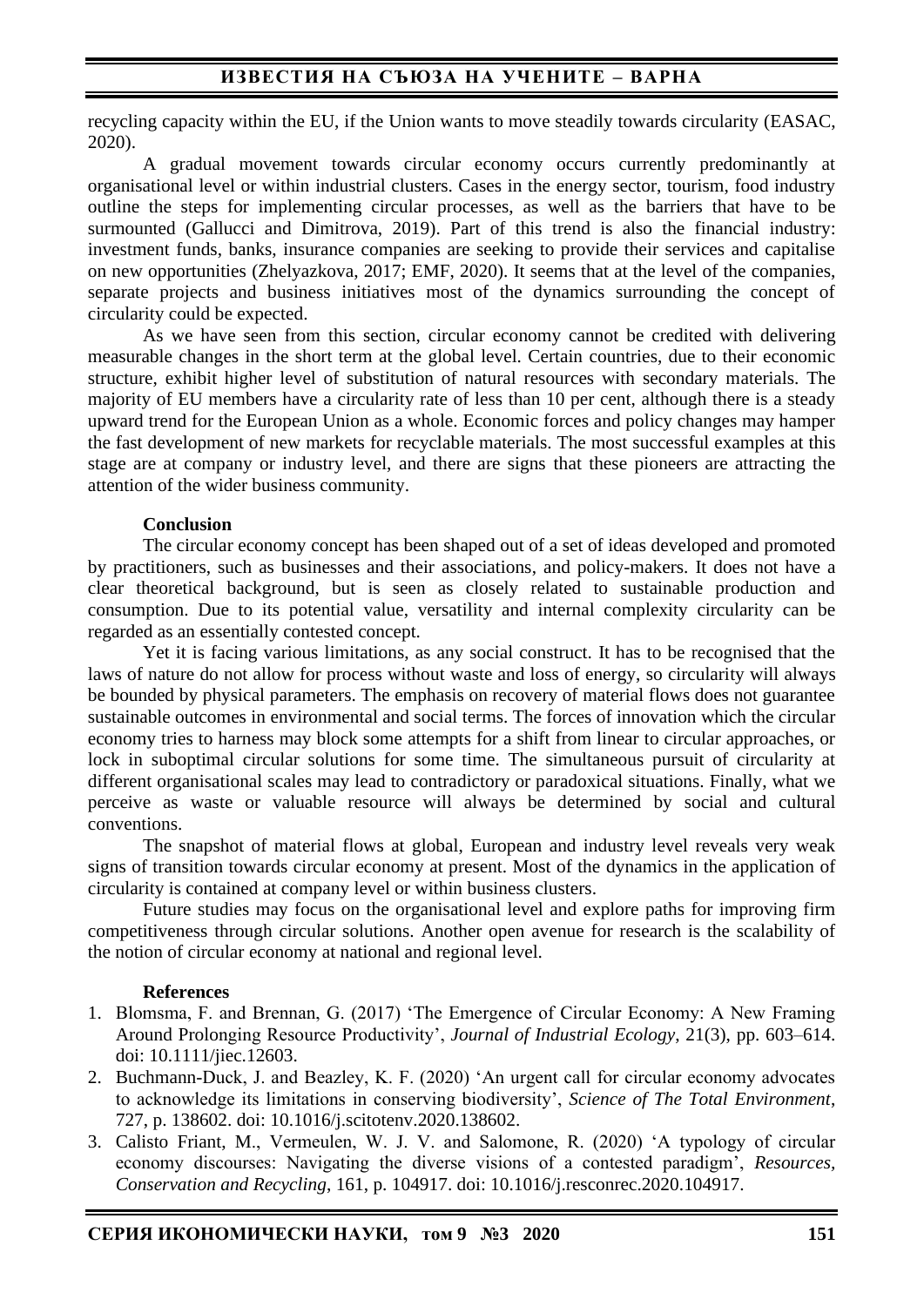recycling capacity within the EU, if the Union wants to move steadily towards circularity (EASAC, 2020).

A gradual movement towards circular economy occurs currently predominantly at organisational level or within industrial clusters. Cases in the energy sector, tourism, food industry outline the steps for implementing circular processes, as well as the barriers that have to be surmounted (Gallucci and Dimitrova, 2019). Part of this trend is also the financial industry: investment funds, banks, insurance companies are seeking to provide their services and capitalise on new opportunities (Zhelyazkova, 2017; EMF, 2020). It seems that at the level of the companies, separate projects and business initiatives most of the dynamics surrounding the concept of circularity could be expected.

As we have seen from this section, circular economy cannot be credited with delivering measurable changes in the short term at the global level. Certain countries, due to their economic structure, exhibit higher level of substitution of natural resources with secondary materials. The majority of EU members have a circularity rate of less than 10 per cent, although there is a steady upward trend for the European Union as a whole. Economic forces and policy changes may hamper the fast development of new markets for recyclable materials. The most successful examples at this stage are at company or industry level, and there are signs that these pioneers are attracting the attention of the wider business community.

**Conclusion**

The circular economy concept has been shaped out of a set of ideas developed and promoted by practitioners, such as businesses and their associations, and policy-makers. It does not have a clear theoretical background, but is seen as closely related to sustainable production and consumption. Due to its potential value, versatility and internal complexity circularity can be regarded as an essentially contested concept.

Yet it is facing various limitations, as any social construct. It has to be recognised that the laws of nature do not allow for process without waste and loss of energy, so circularity will always be bounded by physical parameters. The emphasis on recovery of material flows does not guarantee sustainable outcomes in environmental and social terms. The forces of innovation which the circular economy tries to harness may block some attempts for a shift from linear to circular approaches, or lock in suboptimal circular solutions for some time. The simultaneous pursuit of circularity at different organisational scales may lead to contradictory or paradoxical situations. Finally, what we perceive as waste or valuable resource will always be determined by social and cultural conventions.

The snapshot of material flows at global, European and industry level reveals very weak signs of transition towards circular economy at present. Most of the dynamics in the application of circularity is contained at company level or within business clusters.

Future studies may focus on the organisational level and explore paths for improving firm competitiveness through circular solutions. Another open avenue for research is the scalability of the notion of circular economy at national and regional level.

**References**

1. Blomsma, F. and Brennan, G. (2017) 'The Emergence of Circular Economy: A New Framing Around Prolonging Resource Productivity', *Journal of Industrial Ecology*, 21(3), pp. 603–614. doi: 10.1111/jiec.12603.
2. Buchmann-Duck, J. and Beazley, K. F. (2020) 'An urgent call for circular economy advocates to acknowledge its limitations in conserving biodiversity', *Science of The Total Environment*, 727, p. 138602. doi: 10.1016/j.scitotenv.2020.138602.
3. Calisto Friant, M., Vermeulen, W. J. V. and Salomone, R. (2020) 'A typology of circular economy discourses: Navigating the diverse visions of a contested paradigm', *Resources, Conservation and Recycling*, 161, p. 104917. doi: 10.1016/j.resconrec.2020.104917.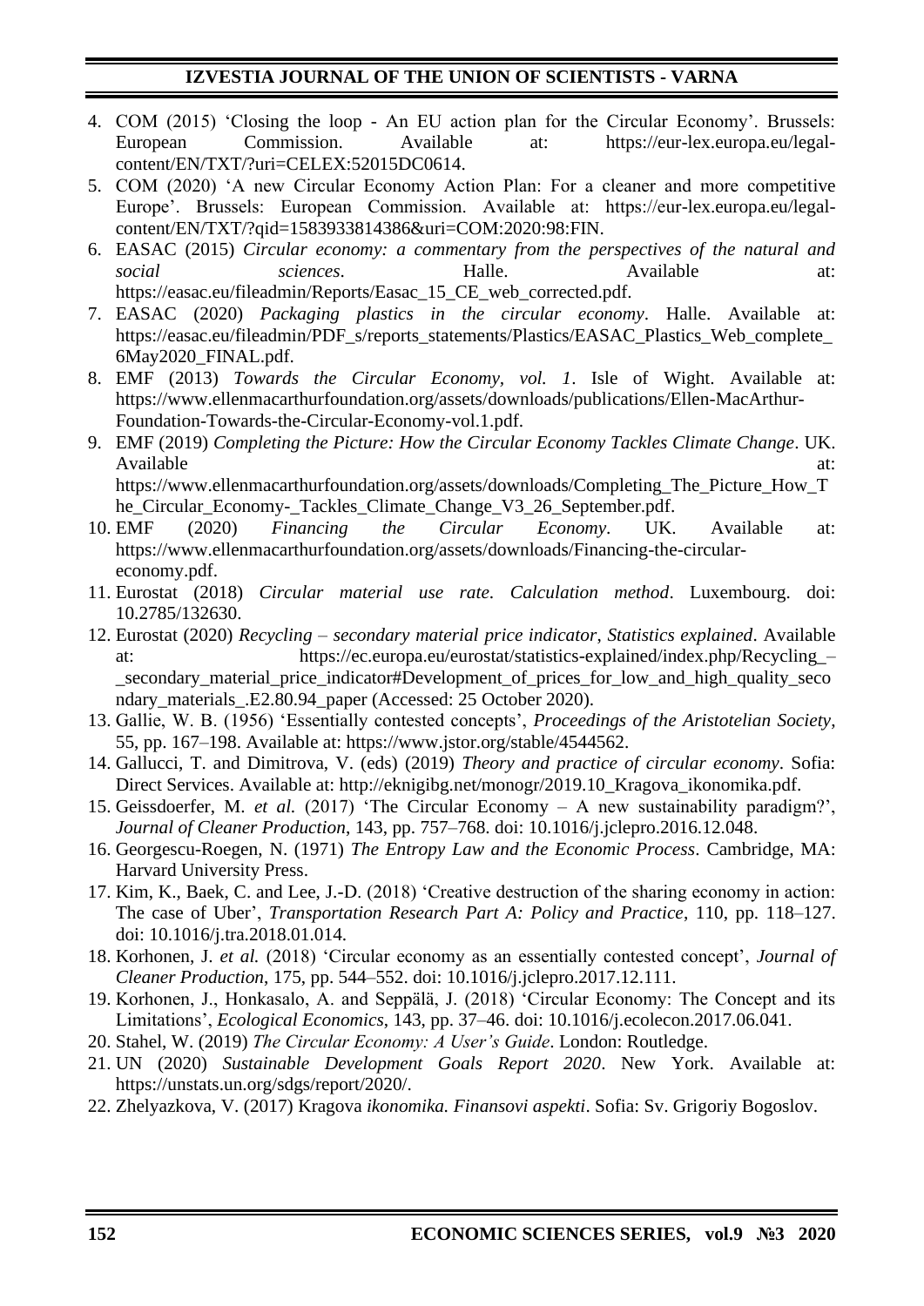4. COM (2015) 'Closing the loop - An EU action plan for the Circular Economy'. Brussels: European Commission. Available at: https://eur-lex.europa.eu/legal-content/EN/TXT/?uri=CELEX:52015DC0614.
5. COM (2020) 'A new Circular Economy Action Plan: For a cleaner and more competitive Europe'. Brussels: European Commission. Available at: https://eur-lex.europa.eu/legal-content/EN/TXT/?qid=1583933814386&uri=COM:2020:98:FIN.
6. EASAC (2015) *Circular economy: a commentary from the perspectives of the natural and social sciences*. Halle. Available at: https://easac.eu/fileadmin/Reports/Easac_15_CE_web_corrected.pdf.
7. EASAC (2020) *Packaging plastics in the circular economy*. Halle. Available at: https://easac.eu/fileadmin/PDF_s/reports_statements/Plastics/EASAC_Plastics_Web_complete_6May2020_FINAL.pdf.
8. EMF (2013) *Towards the Circular Economy, vol. 1*. Isle of Wight. Available at: https://www.ellenmacarthurfoundation.org/assets/downloads/publications/Ellen-MacArthur-Foundation-Towards-the-Circular-Economy-vol.1.pdf.
9. EMF (2019) *Completing the Picture: How the Circular Economy Tackles Climate Change*. UK. Available at: https://www.ellenmacarthurfoundation.org/assets/downloads/Completing_The_Picture_How_The_Circular_Economy-_Tackles_Climate_Change_V3_26_September.pdf.
10. EMF (2020) *Financing the Circular Economy*. UK. Available at: https://www.ellenmacarthurfoundation.org/assets/downloads/Financing-the-circular-economy.pdf.
11. Eurostat (2018) *Circular material use rate. Calculation method*. Luxembourg. doi: 10.2785/132630.
12. Eurostat (2020) *Recycling – secondary material price indicator*, *Statistics explained*. Available at: https://ec.europa.eu/eurostat/statistics-explained/index.php/Recycling_–_secondary_material_price_indicator#Development_of_prices_for_low_and_high_quality_secondary_materials_.E2.80.94_paper (Accessed: 25 October 2020).
13. Gallie, W. B. (1956) 'Essentially contested concepts', *Proceedings of the Aristotelian Society*, 55, pp. 167–198. Available at: https://www.jstor.org/stable/4544562.
14. Gallucci, T. and Dimitrova, V. (eds) (2019) *Theory and practice of circular economy*. Sofia: Direct Services. Available at: http://eknigibg.net/monogr/2019.10_Kragova_ikonomika.pdf.
15. Geissdoerfer, M. *et al.* (2017) 'The Circular Economy – A new sustainability paradigm?', *Journal of Cleaner Production*, 143, pp. 757–768. doi: 10.1016/j.jclepro.2016.12.048.
16. Georgescu-Roegen, N. (1971) *The Entropy Law and the Economic Process*. Cambridge, MA: Harvard University Press.
17. Kim, K., Baek, C. and Lee, J.-D. (2018) 'Creative destruction of the sharing economy in action: The case of Uber', *Transportation Research Part A: Policy and Practice*, 110, pp. 118–127. doi: 10.1016/j.tra.2018.01.014.
18. Korhonen, J. *et al.* (2018) 'Circular economy as an essentially contested concept', *Journal of Cleaner Production*, 175, pp. 544–552. doi: 10.1016/j.jclepro.2017.12.111.
19. Korhonen, J., Honkasalo, A. and Seppälä, J. (2018) 'Circular Economy: The Concept and its Limitations', *Ecological Economics*, 143, pp. 37–46. doi: 10.1016/j.ecolecon.2017.06.041.
20. Stahel, W. (2019) *The Circular Economy: A User's Guide*. London: Routledge.
21. UN (2020) *Sustainable Development Goals Report 2020*. New York. Available at: https://unstats.un.org/sdgs/report/2020/.
22. Zhelyazkova, V. (2017) Kragova *ikonomika. Finansovi aspekti*. Sofia: Sv. Grigoriy Bogoslov.